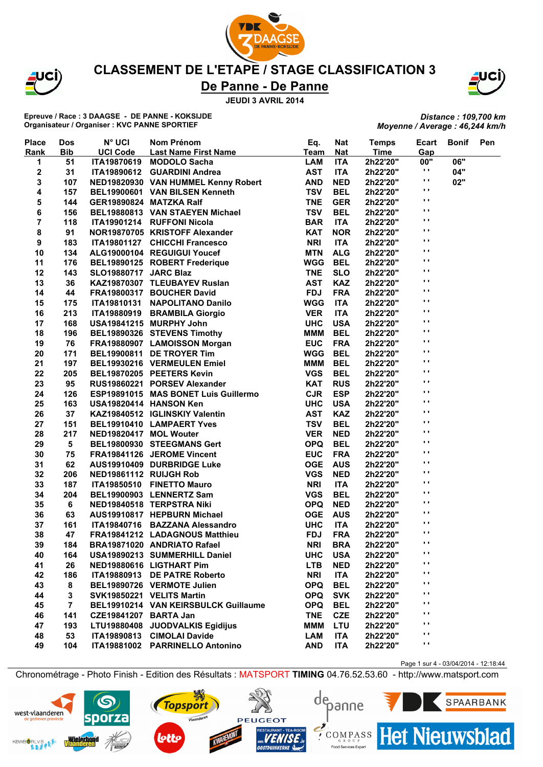# CLASSEMENT DE L'ETAPE / STAGE CLASSIFICATION 3

## De Panne - De Panne

**JEUDI 3 AVRIL 2014**

**Epreuve / Race : 3 DAAGSE - DE PANNE - KOKSIJDE**
**Organisateur / Organiser : KVC PANNE SPORTIEF**

*Distance : 109,700 km*
*Moyenne / Average : 46,244 km/h*

| Place Rank | Dos Bib | N° UCI UCI Code | Nom Prénom Last Name First Name | Eq. Team | Nat Nat | Temps Time | Ecart Gap | Bonif | Pen |
|---|---|---|---|---|---|---|---|---|---|
| 1 | 51 | ITA19870619 | MODOLO Sacha | LAM | ITA | 2h22'20" | 00" | 06" | |
| 2 | 31 | ITA19890612 | GUARDINI Andrea | AST | ITA | 2h22'20" | " | 04" | |
| 3 | 107 | NED19820930 | VAN HUMMEL Kenny Robert | AND | NED | 2h22'20" | " | 02" | |
| 4 | 157 | BEL19900601 | VAN BILSEN Kenneth | TSV | BEL | 2h22'20" | " | | |
| 5 | 144 | GER19890824 | MATZKA Ralf | TNE | GER | 2h22'20" | " | | |
| 6 | 156 | BEL19880813 | VAN STAEYEN Michael | TSV | BEL | 2h22'20" | " | | |
| 7 | 118 | ITA19901214 | RUFFONI Nicola | BAR | ITA | 2h22'20" | " | | |
| 8 | 91 | NOR19870705 | KRISTOFF Alexander | KAT | NOR | 2h22'20" | " | | |
| 9 | 183 | ITA19801127 | CHICCHI Francesco | NRI | ITA | 2h22'20" | " | | |
| 10 | 134 | ALG19000104 | REGUIGUI Youcef | MTN | ALG | 2h22'20" | " | | |
| 11 | 176 | BEL19890125 | ROBERT Frederique | WGG | BEL | 2h22'20" | " | | |
| 12 | 143 | SLO19880717 | JARC Blaz | TNE | SLO | 2h22'20" | " | | |
| 13 | 36 | KAZ19870307 | TLEUBAYEV Ruslan | AST | KAZ | 2h22'20" | " | | |
| 14 | 44 | FRA19800317 | BOUCHER David | FDJ | FRA | 2h22'20" | " | | |
| 15 | 175 | ITA19810131 | NAPOLITANO Danilo | WGG | ITA | 2h22'20" | " | | |
| 16 | 213 | ITA19880919 | BRAMBILA Giorgio | VER | ITA | 2h22'20" | " | | |
| 17 | 168 | USA19841215 | MURPHY John | UHC | USA | 2h22'20" | " | | |
| 18 | 196 | BEL19890326 | STEVENS Timothy | MMM | BEL | 2h22'20" | " | | |
| 19 | 76 | FRA19880907 | LAMOISSON Morgan | EUC | FRA | 2h22'20" | " | | |
| 20 | 171 | BEL19900811 | DE TROYER Tim | WGG | BEL | 2h22'20" | " | | |
| 21 | 197 | BEL19930216 | VERMEULEN Emiel | MMM | BEL | 2h22'20" | " | | |
| 22 | 205 | BEL19870205 | PEETERS Kevin | VGS | BEL | 2h22'20" | " | | |
| 23 | 95 | RUS19860221 | PORSEV Alexander | KAT | RUS | 2h22'20" | " | | |
| 24 | 126 | ESP19891015 | MAS BONET Luis Guillermo | CJR | ESP | 2h22'20" | " | | |
| 25 | 163 | USA19820414 | HANSON Ken | UHC | USA | 2h22'20" | " | | |
| 26 | 37 | KAZ19840512 | IGLINSKIY Valentin | AST | KAZ | 2h22'20" | " | | |
| 27 | 151 | BEL19910410 | LAMPAERT Yves | TSV | BEL | 2h22'20" | " | | |
| 28 | 217 | NED19820417 | MOL Wouter | VER | NED | 2h22'20" | " | | |
| 29 | 5 | BEL19800930 | STEEGMANS Gert | OPQ | BEL | 2h22'20" | " | | |
| 30 | 75 | FRA19841126 | JEROME Vincent | EUC | FRA | 2h22'20" | " | | |
| 31 | 62 | AUS19910409 | DURBRIDGE Luke | OGE | AUS | 2h22'20" | " | | |
| 32 | 206 | NED19861112 | RUIJGH Rob | VGS | NED | 2h22'20" | " | | |
| 33 | 187 | ITA19850510 | FINETTO Mauro | NRI | ITA | 2h22'20" | " | | |
| 34 | 204 | BEL19900903 | LENNERTZ Sam | VGS | BEL | 2h22'20" | " | | |
| 35 | 6 | NED19840518 | TERPSTRA Niki | OPQ | NED | 2h22'20" | " | | |
| 36 | 63 | AUS19910817 | HEPBURN Michael | OGE | AUS | 2h22'20" | " | | |
| 37 | 161 | ITA19840716 | BAZZANA Alessandro | UHC | ITA | 2h22'20" | " | | |
| 38 | 47 | FRA19841212 | LADAGNOUS Matthieu | FDJ | FRA | 2h22'20" | " | | |
| 39 | 184 | BRA19871020 | ANDRIATO Rafael | NRI | BRA | 2h22'20" | " | | |
| 40 | 164 | USA19890213 | SUMMERHILL Daniel | UHC | USA | 2h22'20" | " | | |
| 41 | 26 | NED19880616 | LIGTHART Pim | LTB | NED | 2h22'20" | " | | |
| 42 | 186 | ITA19880913 | DE PATRE Roberto | NRI | ITA | 2h22'20" | " | | |
| 43 | 8 | BEL19890726 | VERMOTE Julien | OPQ | BEL | 2h22'20" | " | | |
| 44 | 3 | SVK19850221 | VELITS Martin | OPQ | SVK | 2h22'20" | " | | |
| 45 | 7 | BEL19910214 | VAN KEIRSBULCK Guillaume | OPQ | BEL | 2h22'20" | " | | |
| 46 | 141 | CZE19841207 | BARTA Jan | TNE | CZE | 2h22'20" | " | | |
| 47 | 193 | LTU19880408 | JUODVALKIS Egidijus | MMM | LTU | 2h22'20" | " | | |
| 48 | 53 | ITA19890813 | CIMOLAI Davide | LAM | ITA | 2h22'20" | " | | |
| 49 | 104 | ITA19881002 | PARRINELLO Antonino | AND | ITA | 2h22'20" | " | | |

Chronométrage - Photo Finish - Edition des Résultats : MATSPORT TIMING 04.76.52.53.60 - http://www.matsport.com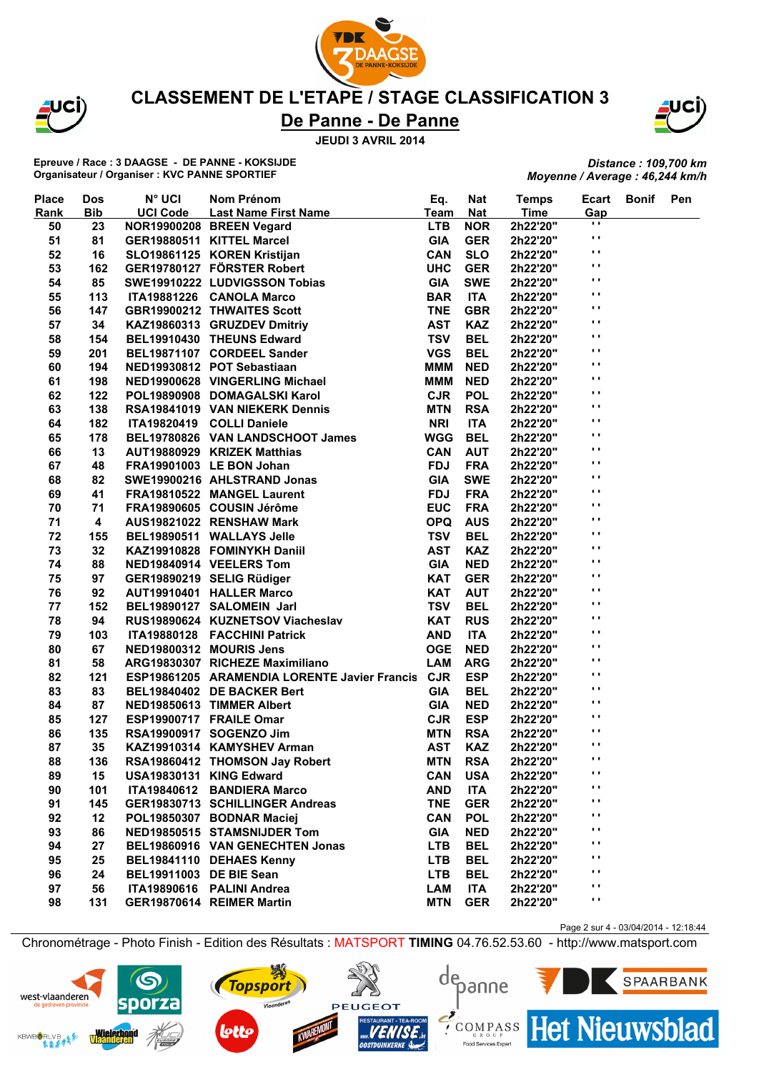# CLASSEMENT DE L'ETAPE / STAGE CLASSIFICATION 3

## De Panne - De Panne

**JEUDI 3 AVRIL 2014**

**Epreuve / Race : 3 DAAGSE - DE PANNE - KOKSIJDE**
**Organisateur / Organiser : KVC PANNE SPORTIEF**

*Distance : 109,700 km*
*Moyenne / Average : 46,244 km/h*

| Place Rank | Dos Bib | N° UCI UCI Code | Nom Prénom Last Name First Name | Eq. Team | Nat Nat | Temps Time | Ecart Gap | Bonif | Pen |
|---|---|---|---|---|---|---|---|---|---|
| 50 | 23 | NOR19900208 | BREEN Vegard | LTB | NOR | 2h22'20" | " | | |
| 51 | 81 | GER19880511 | KITTEL Marcel | GIA | GER | 2h22'20" | " | | |
| 52 | 16 | SLO19861125 | KOREN Kristijan | CAN | SLO | 2h22'20" | " | | |
| 53 | 162 | GER19780127 | FÖRSTER Robert | UHC | GER | 2h22'20" | " | | |
| 54 | 85 | SWE19910222 | LUDVIGSSON Tobias | GIA | SWE | 2h22'20" | " | | |
| 55 | 113 | ITA19881226 | CANOLA Marco | BAR | ITA | 2h22'20" | " | | |
| 56 | 147 | GBR19900212 | THWAITES Scott | TNE | GBR | 2h22'20" | " | | |
| 57 | 34 | KAZ19860313 | GRUZDEV Dmitriy | AST | KAZ | 2h22'20" | " | | |
| 58 | 154 | BEL19910430 | THEUNS Edward | TSV | BEL | 2h22'20" | " | | |
| 59 | 201 | BEL19871107 | CORDEEL Sander | VGS | BEL | 2h22'20" | " | | |
| 60 | 194 | NED19930812 | POT Sebastiaan | MMM | NED | 2h22'20" | " | | |
| 61 | 198 | NED19900628 | VINGERLING Michael | MMM | NED | 2h22'20" | " | | |
| 62 | 122 | POL19890908 | DOMAGALSKI Karol | CJR | POL | 2h22'20" | " | | |
| 63 | 138 | RSA19841019 | VAN NIEKERK Dennis | MTN | RSA | 2h22'20" | " | | |
| 64 | 182 | ITA19820419 | COLLI Daniele | NRI | ITA | 2h22'20" | " | | |
| 65 | 178 | BEL19780826 | VAN LANDSCHOOT James | WGG | BEL | 2h22'20" | " | | |
| 66 | 13 | AUT19880929 | KRIZEK Matthias | CAN | AUT | 2h22'20" | " | | |
| 67 | 48 | FRA19901003 | LE BON Johan | FDJ | FRA | 2h22'20" | " | | |
| 68 | 82 | SWE19900216 | AHLSTRAND Jonas | GIA | SWE | 2h22'20" | " | | |
| 69 | 41 | FRA19810522 | MANGEL Laurent | FDJ | FRA | 2h22'20" | " | | |
| 70 | 71 | FRA19890605 | COUSIN Jérôme | EUC | FRA | 2h22'20" | " | | |
| 71 | 4 | AUS19821022 | RENSHAW Mark | OPQ | AUS | 2h22'20" | " | | |
| 72 | 155 | BEL19890511 | WALLAYS Jelle | TSV | BEL | 2h22'20" | " | | |
| 73 | 32 | KAZ19910828 | FOMINYKH Daniil | AST | KAZ | 2h22'20" | " | | |
| 74 | 88 | NED19840914 | VEELERS Tom | GIA | NED | 2h22'20" | " | | |
| 75 | 97 | GER19890219 | SELIG Rüdiger | KAT | GER | 2h22'20" | " | | |
| 76 | 92 | AUT19910401 | HALLER Marco | KAT | AUT | 2h22'20" | " | | |
| 77 | 152 | BEL19890127 | SALOMEIN Jarl | TSV | BEL | 2h22'20" | " | | |
| 78 | 94 | RUS19890624 | KUZNETSOV Viacheslav | KAT | RUS | 2h22'20" | " | | |
| 79 | 103 | ITA19880128 | FACCHINI Patrick | AND | ITA | 2h22'20" | " | | |
| 80 | 67 | NED19800312 | MOURIS Jens | OGE | NED | 2h22'20" | " | | |
| 81 | 58 | ARG19830307 | RICHEZE Maximiliano | LAM | ARG | 2h22'20" | " | | |
| 82 | 121 | ESP19861205 | ARAMENDIA LORENTE Javier Francis | CJR | ESP | 2h22'20" | " | | |
| 83 | 83 | BEL19840402 | DE BACKER Bert | GIA | BEL | 2h22'20" | " | | |
| 84 | 87 | NED19850613 | TIMMER Albert | GIA | NED | 2h22'20" | " | | |
| 85 | 127 | ESP19900717 | FRAILE Omar | CJR | ESP | 2h22'20" | " | | |
| 86 | 135 | RSA19900917 | SOGENZO Jim | MTN | RSA | 2h22'20" | " | | |
| 87 | 35 | KAZ19910314 | KAMYSHEV Arman | AST | KAZ | 2h22'20" | " | | |
| 88 | 136 | RSA19860412 | THOMSON Jay Robert | MTN | RSA | 2h22'20" | " | | |
| 89 | 15 | USA19830131 | KING Edward | CAN | USA | 2h22'20" | " | | |
| 90 | 101 | ITA19840612 | BANDIERA Marco | AND | ITA | 2h22'20" | " | | |
| 91 | 145 | GER19830713 | SCHILLINGER Andreas | TNE | GER | 2h22'20" | " | | |
| 92 | 12 | POL19850307 | BODNAR Maciej | CAN | POL | 2h22'20" | " | | |
| 93 | 86 | NED19850515 | STAMSNIJDER Tom | GIA | NED | 2h22'20" | " | | |
| 94 | 27 | BEL19860916 | VAN GENECHTEN Jonas | LTB | BEL | 2h22'20" | " | | |
| 95 | 25 | BEL19841110 | DEHAES Kenny | LTB | BEL | 2h22'20" | " | | |
| 96 | 24 | BEL19911003 | DE BIE Sean | LTB | BEL | 2h22'20" | " | | |
| 97 | 56 | ITA19890616 | PALINI Andrea | LAM | ITA | 2h22'20" | " | | |
| 98 | 131 | GER19870614 | REIMER Martin | MTN | GER | 2h22'20" | " | | |

Page 2 sur 4 - 03/04/2014 - 12:18:44

Chronométrage - Photo Finish - Edition des Résultats : MATSPORT **TIMING** 04.76.52.53.60 - http://www.matsport.com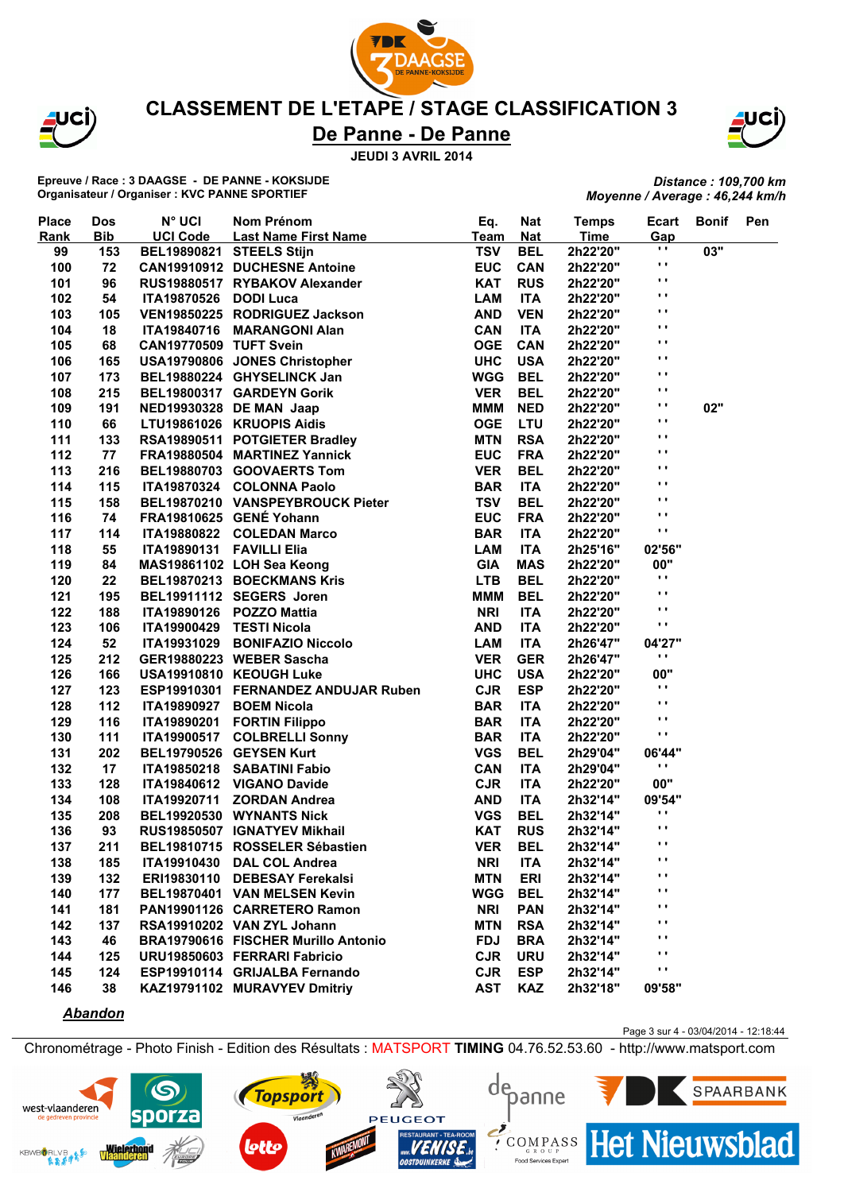# CLASSEMENT DE L'ETAPE / STAGE CLASSIFICATION 3

## De Panne - De Panne

**JEUDI 3 AVRIL 2014**

**Epreuve / Race : 3 DAAGSE - DE PANNE - KOKSIJDE**
**Organisateur / Organiser : KVC PANNE SPORTIEF**

*Distance : 109,700 km*
*Moyenne / Average : 46,244 km/h*

| Place Rank | Dos Bib | N° UCI UCI Code | Nom Prénom Last Name First Name | Eq. Team | Nat Nat | Temps Time | Ecart Gap | Bonif | Pen |
|---|---|---|---|---|---|---|---|---|---|
| 99 | 153 | BEL19890821 | STEELS Stijn | TSV | BEL | 2h22'20" | ' ' | 03" | |
| 100 | 72 | CAN19910912 | DUCHESNE Antoine | EUC | CAN | 2h22'20" | ' ' | | |
| 101 | 96 | RUS19880517 | RYBAKOV Alexander | KAT | RUS | 2h22'20" | ' ' | | |
| 102 | 54 | ITA19870526 | DODI Luca | LAM | ITA | 2h22'20" | ' ' | | |
| 103 | 105 | VEN19850225 | RODRIGUEZ Jackson | AND | VEN | 2h22'20" | ' ' | | |
| 104 | 18 | ITA19840716 | MARANGONI Alan | CAN | ITA | 2h22'20" | ' ' | | |
| 105 | 68 | CAN19770509 | TUFT Svein | OGE | CAN | 2h22'20" | ' ' | | |
| 106 | 165 | USA19790806 | JONES Christopher | UHC | USA | 2h22'20" | ' ' | | |
| 107 | 173 | BEL19880224 | GHYSELINCK Jan | WGG | BEL | 2h22'20" | ' ' | | |
| 108 | 215 | BEL19800317 | GARDEYN Gorik | VER | BEL | 2h22'20" | ' ' | | |
| 109 | 191 | NED19930328 | DE MAN Jaap | MMM | NED | 2h22'20" | ' ' | 02" | |
| 110 | 66 | LTU19861026 | KRUOPIS Aidis | OGE | LTU | 2h22'20" | ' ' | | |
| 111 | 133 | RSA19890511 | POTGIETER Bradley | MTN | RSA | 2h22'20" | ' ' | | |
| 112 | 77 | FRA19880504 | MARTINEZ Yannick | EUC | FRA | 2h22'20" | ' ' | | |
| 113 | 216 | BEL19880703 | GOOVAERTS Tom | VER | BEL | 2h22'20" | ' ' | | |
| 114 | 115 | ITA19870324 | COLONNA Paolo | BAR | ITA | 2h22'20" | ' ' | | |
| 115 | 158 | BEL19870210 | VANSPEYBROUCK Pieter | TSV | BEL | 2h22'20" | ' ' | | |
| 116 | 74 | FRA19810625 | GENÉ Yohann | EUC | FRA | 2h22'20" | ' ' | | |
| 117 | 114 | ITA19880822 | COLEDAN Marco | BAR | ITA | 2h22'20" | ' ' | | |
| 118 | 55 | ITA19890131 | FAVILLI Elia | LAM | ITA | 2h25'16" | 02'56" | | |
| 119 | 84 | MAS19861102 | LOH Sea Keong | GIA | MAS | 2h22'20" | 00" | | |
| 120 | 22 | BEL19870213 | BOECKMANS Kris | LTB | BEL | 2h22'20" | ' ' | | |
| 121 | 195 | BEL19911112 | SEGERS Joren | MMM | BEL | 2h22'20" | ' ' | | |
| 122 | 188 | ITA19890126 | POZZO Mattia | NRI | ITA | 2h22'20" | ' ' | | |
| 123 | 106 | ITA19900429 | TESTI Nicola | AND | ITA | 2h22'20" | ' ' | | |
| 124 | 52 | ITA19931029 | BONIFAZIO Niccolo | LAM | ITA | 2h26'47" | 04'27" | | |
| 125 | 212 | GER19880223 | WEBER Sascha | VER | GER | 2h26'47" | ' ' | | |
| 126 | 166 | USA19910810 | KEOUGH Luke | UHC | USA | 2h22'20" | 00" | | |
| 127 | 123 | ESP19910301 | FERNANDEZ ANDUJAR Ruben | CJR | ESP | 2h22'20" | ' ' | | |
| 128 | 112 | ITA19890927 | BOEM Nicola | BAR | ITA | 2h22'20" | ' ' | | |
| 129 | 116 | ITA19890201 | FORTIN Filippo | BAR | ITA | 2h22'20" | ' ' | | |
| 130 | 111 | ITA19900517 | COLBRELLI Sonny | BAR | ITA | 2h22'20" | ' ' | | |
| 131 | 202 | BEL19790526 | GEYSEN Kurt | VGS | BEL | 2h29'04" | 06'44" | | |
| 132 | 17 | ITA19850218 | SABATINI Fabio | CAN | ITA | 2h29'04" | ' ' | | |
| 133 | 128 | ITA19840612 | VIGANO Davide | CJR | ITA | 2h22'20" | 00" | | |
| 134 | 108 | ITA19920711 | ZORDAN Andrea | AND | ITA | 2h32'14" | 09'54" | | |
| 135 | 208 | BEL19920530 | WYNANTS Nick | VGS | BEL | 2h32'14" | ' ' | | |
| 136 | 93 | RUS19850507 | IGNATYEV Mikhail | KAT | RUS | 2h32'14" | ' ' | | |
| 137 | 211 | BEL19810715 | ROSSELER Sébastien | VER | BEL | 2h32'14" | ' ' | | |
| 138 | 185 | ITA19910430 | DAL COL Andrea | NRI | ITA | 2h32'14" | ' ' | | |
| 139 | 132 | ERI19830110 | DEBESAY Ferekalsi | MTN | ERI | 2h32'14" | ' ' | | |
| 140 | 177 | BEL19870401 | VAN MELSEN Kevin | WGG | BEL | 2h32'14" | ' ' | | |
| 141 | 181 | PAN19901126 | CARRETERO Ramon | NRI | PAN | 2h32'14" | ' ' | | |
| 142 | 137 | RSA19910202 | VAN ZYL Johann | MTN | RSA | 2h32'14" | ' ' | | |
| 143 | 46 | BRA19790616 | FISCHER Murillo Antonio | FDJ | BRA | 2h32'14" | ' ' | | |
| 144 | 125 | URU19850603 | FERRARI Fabricio | CJR | URU | 2h32'14" | ' ' | | |
| 145 | 124 | ESP19910114 | GRIJALBA Fernando | CJR | ESP | 2h32'14" | ' ' | | |
| 146 | 38 | KAZ19791102 | MURAVYEV Dmitriy | AST | KAZ | 2h32'18" | 09'58" | | |

***Abandon***

Chronométrage - Photo Finish - Edition des Résultats : MATSPORT **TIMING** 04.76.52.53.60 - http://www.matsport.com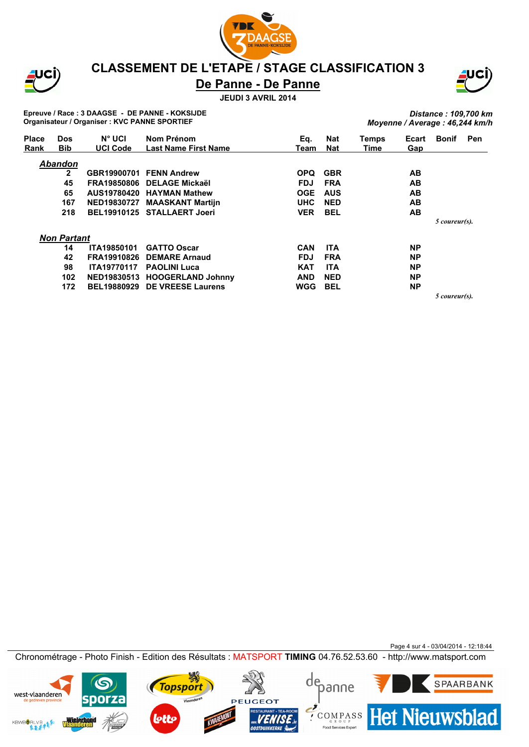# CLASSEMENT DE L'ETAPE / STAGE CLASSIFICATION 3

## De Panne - De Panne

**JEUDI 3 AVRIL 2014**

**Epreuve / Race : 3 DAAGSE - DE PANNE - KOKSIJDE**
**Organisateur / Organiser : KVC PANNE SPORTIEF**

***Distance : 109,700 km***
***Moyenne / Average : 46,244 km/h***

| Place Rank | Dos Bib | N° UCI UCI Code | Nom Prénom Last Name First Name | Eq. Team | Nat Nat | Temps Time | Ecart Gap | Bonif | Pen |
|---|---|---|---|---|---|---|---|---|---|
| ***Abandon*** | | | | | | | | | |
| | 2 | GBR19900701 | FENN Andrew | OPQ | GBR | | AB | | |
| | 45 | FRA19850806 | DELAGE Mickaël | FDJ | FRA | | AB | | |
| | 65 | AUS19780420 | HAYMAN Mathew | OGE | AUS | | AB | | |
| | 167 | NED19830727 | MAASKANT Martijn | UHC | NED | | AB | | |
| | 218 | BEL19910125 | STALLAERT Joeri | VER | BEL | | AB | | |
| | | | | | | | | *5 coureur(s).* | |
| ***Non Partant*** | | | | | | | | | |
| | 14 | ITA19850101 | GATTO Oscar | CAN | ITA | | NP | | |
| | 42 | FRA19910826 | DEMARE Arnaud | FDJ | FRA | | NP | | |
| | 98 | ITA19770117 | PAOLINI Luca | KAT | ITA | | NP | | |
| | 102 | NED19830513 | HOOGERLAND Johnny | AND | NED | | NP | | |
| | 172 | BEL19880929 | DE VREESE Laurens | WGG | BEL | | NP | | |
| | | | | | | | | *5 coureur(s).* | |

Chronométrage - Photo Finish - Edition des Résultats : MATSPORT **TIMING** 04.76.52.53.60 - http://www.matsport.com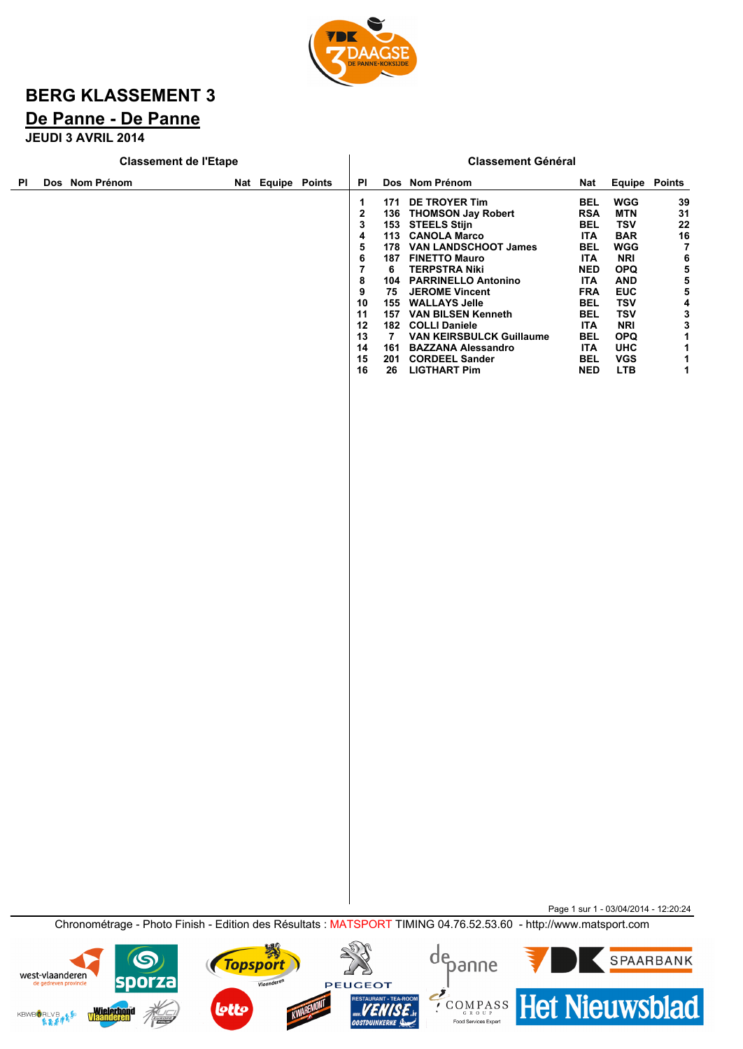# BERG KLASSEMENT 3

## De Panne - De Panne

**JEUDI 3 AVRIL 2014**

### Classement de l'Etape

| Pl | Dos | Nom Prénom | Nat | Equipe | Points |
|---|---|---|---|---|---|

### Classement Général

| Pl | Dos | Nom Prénom | Nat | Equipe | Points |
|---|---|---|---|---|---|
| 1 | 171 | DE TROYER Tim | BEL | WGG | 39 |
| 2 | 136 | THOMSON Jay Robert | RSA | MTN | 31 |
| 3 | 153 | STEELS Stijn | BEL | TSV | 22 |
| 4 | 113 | CANOLA Marco | ITA | BAR | 16 |
| 5 | 178 | VAN LANDSCHOOT James | BEL | WGG | 7 |
| 6 | 187 | FINETTO Mauro | ITA | NRI | 6 |
| 7 | 6 | TERPSTRA Niki | NED | OPQ | 5 |
| 8 | 104 | PARRINELLO Antonino | ITA | AND | 5 |
| 9 | 75 | JEROME Vincent | FRA | EUC | 5 |
| 10 | 155 | WALLAYS Jelle | BEL | TSV | 4 |
| 11 | 157 | VAN BILSEN Kenneth | BEL | TSV | 3 |
| 12 | 182 | COLLI Daniele | ITA | NRI | 3 |
| 13 | 7 | VAN KEIRSBULCK Guillaume | BEL | OPQ | 1 |
| 14 | 161 | BAZZANA Alessandro | ITA | UHC | 1 |
| 15 | 201 | CORDEEL Sander | BEL | VGS | 1 |
| 16 | 26 | LIGTHART Pim | NED | LTB | 1 |

Page 1 sur 1 - 03/04/2014 - 12:20:24

Chronométrage - Photo Finish - Edition des Résultats : MATSPORT TIMING 04.76.52.53.60 - http://www.matsport.com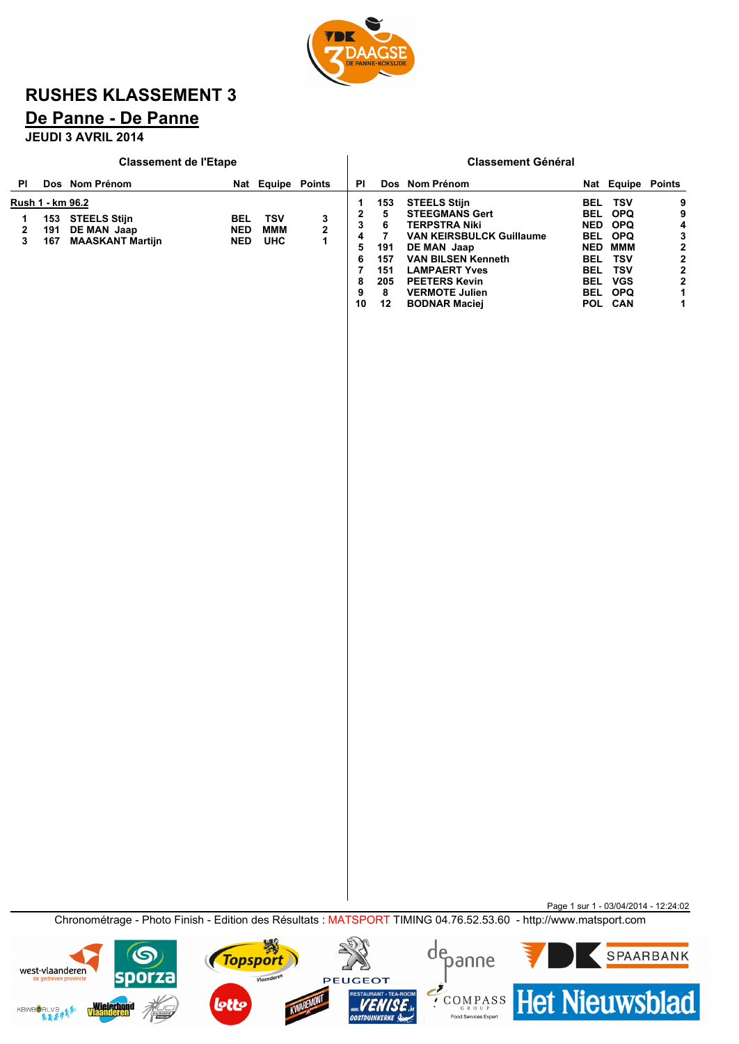# RUSHES KLASSEMENT 3

## De Panne - De Panne

**JEUDI 3 AVRIL 2014**

### Classement de l'Etape

**Rush 1 - km 96.2**

| Pl | Dos | Nom Prénom | Nat | Equipe | Points |
|---|---|---|---|---|---|
| 1 | 153 | STEELS Stijn | BEL | TSV | 3 |
| 2 | 191 | DE MAN Jaap | NED | MMM | 2 |
| 3 | 167 | MAASKANT Martijn | NED | UHC | 1 |

### Classement Général

| Pl | Dos | Nom Prénom | Nat | Equipe | Points |
|---|---|---|---|---|---|
| 1 | 153 | STEELS Stijn | BEL | TSV | 9 |
| 2 | 5 | STEEGMANS Gert | BEL | OPQ | 9 |
| 3 | 6 | TERPSTRA Niki | NED | OPQ | 4 |
| 4 | 7 | VAN KEIRSBULCK Guillaume | BEL | OPQ | 3 |
| 5 | 191 | DE MAN Jaap | NED | MMM | 2 |
| 6 | 157 | VAN BILSEN Kenneth | BEL | TSV | 2 |
| 7 | 151 | LAMPAERT Yves | BEL | TSV | 2 |
| 8 | 205 | PEETERS Kevin | BEL | VGS | 2 |
| 9 | 8 | VERMOTE Julien | BEL | OPQ | 1 |
| 10 | 12 | BODNAR Maciej | POL | CAN | 1 |

Page 1 sur 1 - 03/04/2014 - 12:24:02

Chronométrage - Photo Finish - Edition des Résultats : MATSPORT TIMING 04.76.52.53.60 - http://www.matsport.com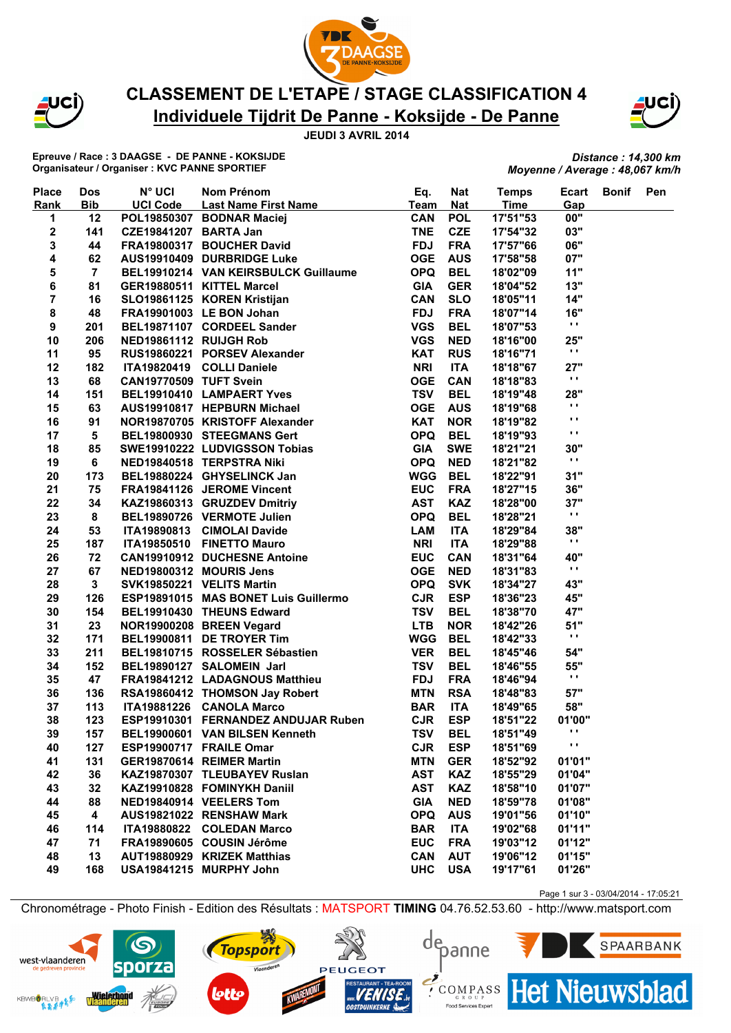# CLASSEMENT DE L'ETAPE / STAGE CLASSIFICATION 4

## Individuele Tijdrit De Panne - Koksijde - De Panne

**JEUDI 3 AVRIL 2014**

**Epreuve / Race : 3 DAAGSE - DE PANNE - KOKSIJDE**
**Organisateur / Organiser : KVC PANNE SPORTIEF**

*Distance : 14,300 km*
*Moyenne / Average : 48,067 km/h*

| Place Rank | Dos Bib | N° UCI UCI Code | Nom Prénom Last Name First Name | Eq. Team | Nat Nat | Temps Time | Ecart Gap | Bonif | Pen |
|---|---|---|---|---|---|---|---|---|---|
| 1 | 12 | POL19850307 | BODNAR Maciej | CAN | POL | 17'51"53 | 00" | | |
| 2 | 141 | CZE19841207 | BARTA Jan | TNE | CZE | 17'54"32 | 03" | | |
| 3 | 44 | FRA19800317 | BOUCHER David | FDJ | FRA | 17'57"66 | 06" | | |
| 4 | 62 | AUS19910409 | DURBRIDGE Luke | OGE | AUS | 17'58"58 | 07" | | |
| 5 | 7 | BEL19910214 | VAN KEIRSBULCK Guillaume | OPQ | BEL | 18'02"09 | 11" | | |
| 6 | 81 | GER19880511 | KITTEL Marcel | GIA | GER | 18'04"52 | 13" | | |
| 7 | 16 | SLO19861125 | KOREN Kristijan | CAN | SLO | 18'05"11 | 14" | | |
| 8 | 48 | FRA19901003 | LE BON Johan | FDJ | FRA | 18'07"14 | 16" | | |
| 9 | 201 | BEL19871107 | CORDEEL Sander | VGS | BEL | 18'07"53 | ' ' | | |
| 10 | 206 | NED19861112 | RUIJGH Rob | VGS | NED | 18'16"00 | 25" | | |
| 11 | 95 | RUS19860221 | PORSEV Alexander | KAT | RUS | 18'16"71 | ' ' | | |
| 12 | 182 | ITA19820419 | COLLI Daniele | NRI | ITA | 18'18"67 | 27" | | |
| 13 | 68 | CAN19770509 | TUFT Svein | OGE | CAN | 18'18"83 | ' ' | | |
| 14 | 151 | BEL19910410 | LAMPAERT Yves | TSV | BEL | 18'19"48 | 28" | | |
| 15 | 63 | AUS19910817 | HEPBURN Michael | OGE | AUS | 18'19"68 | ' ' | | |
| 16 | 91 | NOR19870705 | KRISTOFF Alexander | KAT | NOR | 18'19"82 | ' ' | | |
| 17 | 5 | BEL19800930 | STEEGMANS Gert | OPQ | BEL | 18'19"93 | ' ' | | |
| 18 | 85 | SWE19910222 | LUDVIGSSON Tobias | GIA | SWE | 18'21"21 | 30" | | |
| 19 | 6 | NED19840518 | TERPSTRA Niki | OPQ | NED | 18'21"82 | ' ' | | |
| 20 | 173 | BEL19880224 | GHYSELINCK Jan | WGG | BEL | 18'22"91 | 31" | | |
| 21 | 75 | FRA19841126 | JEROME Vincent | EUC | FRA | 18'27"15 | 36" | | |
| 22 | 34 | KAZ19860313 | GRUZDEV Dmitriy | AST | KAZ | 18'28"00 | 37" | | |
| 23 | 8 | BEL19890726 | VERMOTE Julien | OPQ | BEL | 18'28"21 | ' ' | | |
| 24 | 53 | ITA19890813 | CIMOLAI Davide | LAM | ITA | 18'29"84 | 38" | | |
| 25 | 187 | ITA19850510 | FINETTO Mauro | NRI | ITA | 18'29"88 | ' ' | | |
| 26 | 72 | CAN19910912 | DUCHESNE Antoine | EUC | CAN | 18'31"64 | 40" | | |
| 27 | 67 | NED19800312 | MOURIS Jens | OGE | NED | 18'31"83 | ' ' | | |
| 28 | 3 | SVK19850221 | VELITS Martin | OPQ | SVK | 18'34"27 | 43" | | |
| 29 | 126 | ESP19891015 | MAS BONET Luis Guillermo | CJR | ESP | 18'36"23 | 45" | | |
| 30 | 154 | BEL19910430 | THEUNS Edward | TSV | BEL | 18'38"70 | 47" | | |
| 31 | 23 | NOR19900208 | BREEN Vegard | LTB | NOR | 18'42"26 | 51" | | |
| 32 | 171 | BEL19900811 | DE TROYER Tim | WGG | BEL | 18'42"33 | ' ' | | |
| 33 | 211 | BEL19810715 | ROSSELER Sébastien | VER | BEL | 18'45"46 | 54" | | |
| 34 | 152 | BEL19890127 | SALOMEIN Jarl | TSV | BEL | 18'46"55 | 55" | | |
| 35 | 47 | FRA19841212 | LADAGNOUS Matthieu | FDJ | FRA | 18'46"94 | ' ' | | |
| 36 | 136 | RSA19860412 | THOMSON Jay Robert | MTN | RSA | 18'48"83 | 57" | | |
| 37 | 113 | ITA19881226 | CANOLA Marco | BAR | ITA | 18'49"65 | 58" | | |
| 38 | 123 | ESP19910301 | FERNANDEZ ANDUJAR Ruben | CJR | ESP | 18'51"22 | 01'00" | | |
| 39 | 157 | BEL19900601 | VAN BILSEN Kenneth | TSV | BEL | 18'51"49 | ' ' | | |
| 40 | 127 | ESP19900717 | FRAILE Omar | CJR | ESP | 18'51"69 | ' ' | | |
| 41 | 131 | GER19870614 | REIMER Martin | MTN | GER | 18'52"92 | 01'01" | | |
| 42 | 36 | KAZ19870307 | TLEUBAYEV Ruslan | AST | KAZ | 18'55"29 | 01'04" | | |
| 43 | 32 | KAZ19910828 | FOMINYKH Daniil | AST | KAZ | 18'58"10 | 01'07" | | |
| 44 | 88 | NED19840914 | VEELERS Tom | GIA | NED | 18'59"78 | 01'08" | | |
| 45 | 4 | AUS19821022 | RENSHAW Mark | OPQ | AUS | 19'01"56 | 01'10" | | |
| 46 | 114 | ITA19880822 | COLEDAN Marco | BAR | ITA | 19'02"68 | 01'11" | | |
| 47 | 71 | FRA19890605 | COUSIN Jérôme | EUC | FRA | 19'03"12 | 01'12" | | |
| 48 | 13 | AUT19880929 | KRIZEK Matthias | CAN | AUT | 19'06"12 | 01'15" | | |
| 49 | 168 | USA19841215 | MURPHY John | UHC | USA | 19'17"61 | 01'26" | | |

Page 1 sur 3 - 03/04/2014 - 17:05:21

Chronométrage - Photo Finish - Edition des Résultats : MATSPORT **TIMING** 04.76.52.53.60 - http://www.matsport.com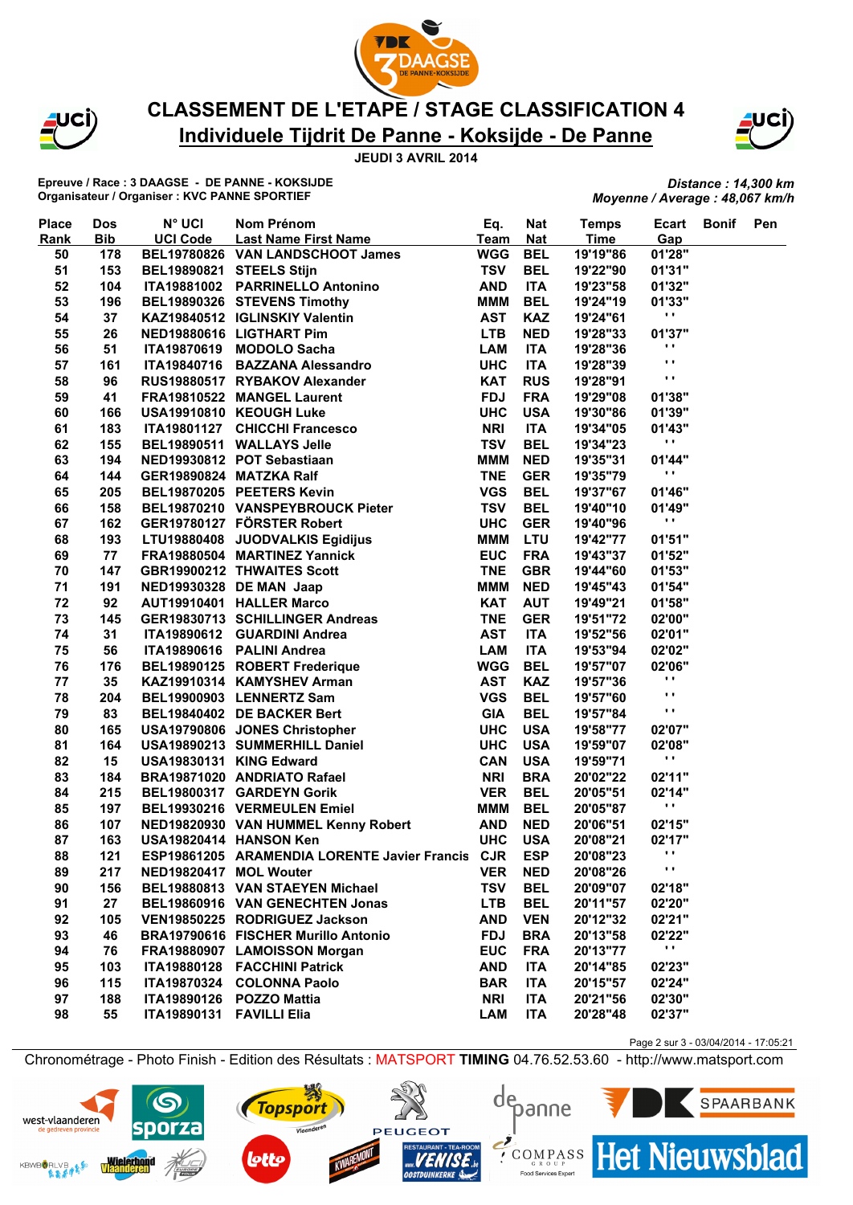# CLASSEMENT DE L'ETAPE / STAGE CLASSIFICATION 4

## Individuele Tijdrit De Panne - Koksijde - De Panne

**JEUDI 3 AVRIL 2014**

**Epreuve / Race : 3 DAAGSE - DE PANNE - KOKSIJDE**
**Organisateur / Organiser : KVC PANNE SPORTIEF**

*Distance : 14,300 km*
*Moyenne / Average : 48,067 km/h*

| Place Rank | Dos Bib | N° UCI UCI Code | Nom Prénom Last Name First Name | Eq. Team | Nat Nat | Temps Time | Ecart Gap | Bonif | Pen |
|---|---|---|---|---|---|---|---|---|---|
| 50 | 178 | BEL19780826 | VAN LANDSCHOOT James | WGG | BEL | 19'19"86 | 01'28" | | |
| 51 | 153 | BEL19890821 | STEELS Stijn | TSV | BEL | 19'22"90 | 01'31" | | |
| 52 | 104 | ITA19881002 | PARRINELLO Antonino | AND | ITA | 19'23"58 | 01'32" | | |
| 53 | 196 | BEL19890326 | STEVENS Timothy | MMM | BEL | 19'24"19 | 01'33" | | |
| 54 | 37 | KAZ19840512 | IGLINSKIY Valentin | AST | KAZ | 19'24"61 | " " | | |
| 55 | 26 | NED19880616 | LIGTHART Pim | LTB | NED | 19'28"33 | 01'37" | | |
| 56 | 51 | ITA19870619 | MODOLO Sacha | LAM | ITA | 19'28"36 | " " | | |
| 57 | 161 | ITA19840716 | BAZZANA Alessandro | UHC | ITA | 19'28"39 | " " | | |
| 58 | 96 | RUS19880517 | RYBAKOV Alexander | KAT | RUS | 19'28"91 | " " | | |
| 59 | 41 | FRA19810522 | MANGEL Laurent | FDJ | FRA | 19'29"08 | 01'38" | | |
| 60 | 166 | USA19910810 | KEOUGH Luke | UHC | USA | 19'30"86 | 01'39" | | |
| 61 | 183 | ITA19801127 | CHICCHI Francesco | NRI | ITA | 19'34"05 | 01'43" | | |
| 62 | 155 | BEL19890511 | WALLAYS Jelle | TSV | BEL | 19'34"23 | " " | | |
| 63 | 194 | NED19930812 | POT Sebastiaan | MMM | NED | 19'35"31 | 01'44" | | |
| 64 | 144 | GER19890824 | MATZKA Ralf | TNE | GER | 19'35"79 | " " | | |
| 65 | 205 | BEL19870205 | PEETERS Kevin | VGS | BEL | 19'37"67 | 01'46" | | |
| 66 | 158 | BEL19870210 | VANSPEYBROUCK Pieter | TSV | BEL | 19'40"10 | 01'49" | | |
| 67 | 162 | GER19780127 | FÖRSTER Robert | UHC | GER | 19'40"96 | " " | | |
| 68 | 193 | LTU19880408 | JUODVALKIS Egidijus | MMM | LTU | 19'42"77 | 01'51" | | |
| 69 | 77 | FRA19880504 | MARTINEZ Yannick | EUC | FRA | 19'43"37 | 01'52" | | |
| 70 | 147 | GBR19900212 | THWAITES Scott | TNE | GBR | 19'44"60 | 01'53" | | |
| 71 | 191 | NED19930328 | DE MAN Jaap | MMM | NED | 19'45"43 | 01'54" | | |
| 72 | 92 | AUT19910401 | HALLER Marco | KAT | AUT | 19'49"21 | 01'58" | | |
| 73 | 145 | GER19830713 | SCHILLINGER Andreas | TNE | GER | 19'51"72 | 02'00" | | |
| 74 | 31 | ITA19890612 | GUARDINI Andrea | AST | ITA | 19'52"56 | 02'01" | | |
| 75 | 56 | ITA19890616 | PALINI Andrea | LAM | ITA | 19'53"94 | 02'02" | | |
| 76 | 176 | BEL19890125 | ROBERT Frederique | WGG | BEL | 19'57"07 | 02'06" | | |
| 77 | 35 | KAZ19910314 | KAMYSHEV Arman | AST | KAZ | 19'57"36 | " " | | |
| 78 | 204 | BEL19900903 | LENNERTZ Sam | VGS | BEL | 19'57"60 | " " | | |
| 79 | 83 | BEL19840402 | DE BACKER Bert | GIA | BEL | 19'57"84 | " " | | |
| 80 | 165 | USA19790806 | JONES Christopher | UHC | USA | 19'58"77 | 02'07" | | |
| 81 | 164 | USA19890213 | SUMMERHILL Daniel | UHC | USA | 19'59"07 | 02'08" | | |
| 82 | 15 | USA19830131 | KING Edward | CAN | USA | 19'59"71 | " " | | |
| 83 | 184 | BRA19871020 | ANDRIATO Rafael | NRI | BRA | 20'02"22 | 02'11" | | |
| 84 | 215 | BEL19800317 | GARDEYN Gorik | VER | BEL | 20'05"51 | 02'14" | | |
| 85 | 197 | BEL19930216 | VERMEULEN Emiel | MMM | BEL | 20'05"87 | " " | | |
| 86 | 107 | NED19820930 | VAN HUMMEL Kenny Robert | AND | NED | 20'06"51 | 02'15" | | |
| 87 | 163 | USA19820414 | HANSON Ken | UHC | USA | 20'08"21 | 02'17" | | |
| 88 | 121 | ESP19861205 | ARAMENDIA LORENTE Javier Francis | CJR | ESP | 20'08"23 | " " | | |
| 89 | 217 | NED19820417 | MOL Wouter | VER | NED | 20'08"26 | " " | | |
| 90 | 156 | BEL19880813 | VAN STAEYEN Michael | TSV | BEL | 20'09"07 | 02'18" | | |
| 91 | 27 | BEL19860916 | VAN GENECHTEN Jonas | LTB | BEL | 20'11"57 | 02'20" | | |
| 92 | 105 | VEN19850225 | RODRIGUEZ Jackson | AND | VEN | 20'12"32 | 02'21" | | |
| 93 | 46 | BRA19790616 | FISCHER Murillo Antonio | FDJ | BRA | 20'13"58 | 02'22" | | |
| 94 | 76 | FRA19880907 | LAMOISSON Morgan | EUC | FRA | 20'13"77 | " " | | |
| 95 | 103 | ITA19880128 | FACCHINI Patrick | AND | ITA | 20'14"85 | 02'23" | | |
| 96 | 115 | ITA19870324 | COLONNA Paolo | BAR | ITA | 20'15"57 | 02'24" | | |
| 97 | 188 | ITA19890126 | POZZO Mattia | NRI | ITA | 20'21"56 | 02'30" | | |
| 98 | 55 | ITA19890131 | FAVILLI Elia | LAM | ITA | 20'28"48 | 02'37" | | |

Page 2 sur 3 - 03/04/2014 - 17:05:21

Chronométrage - Photo Finish - Edition des Résultats : MATSPORT TIMING 04.76.52.53.60 - http://www.matsport.com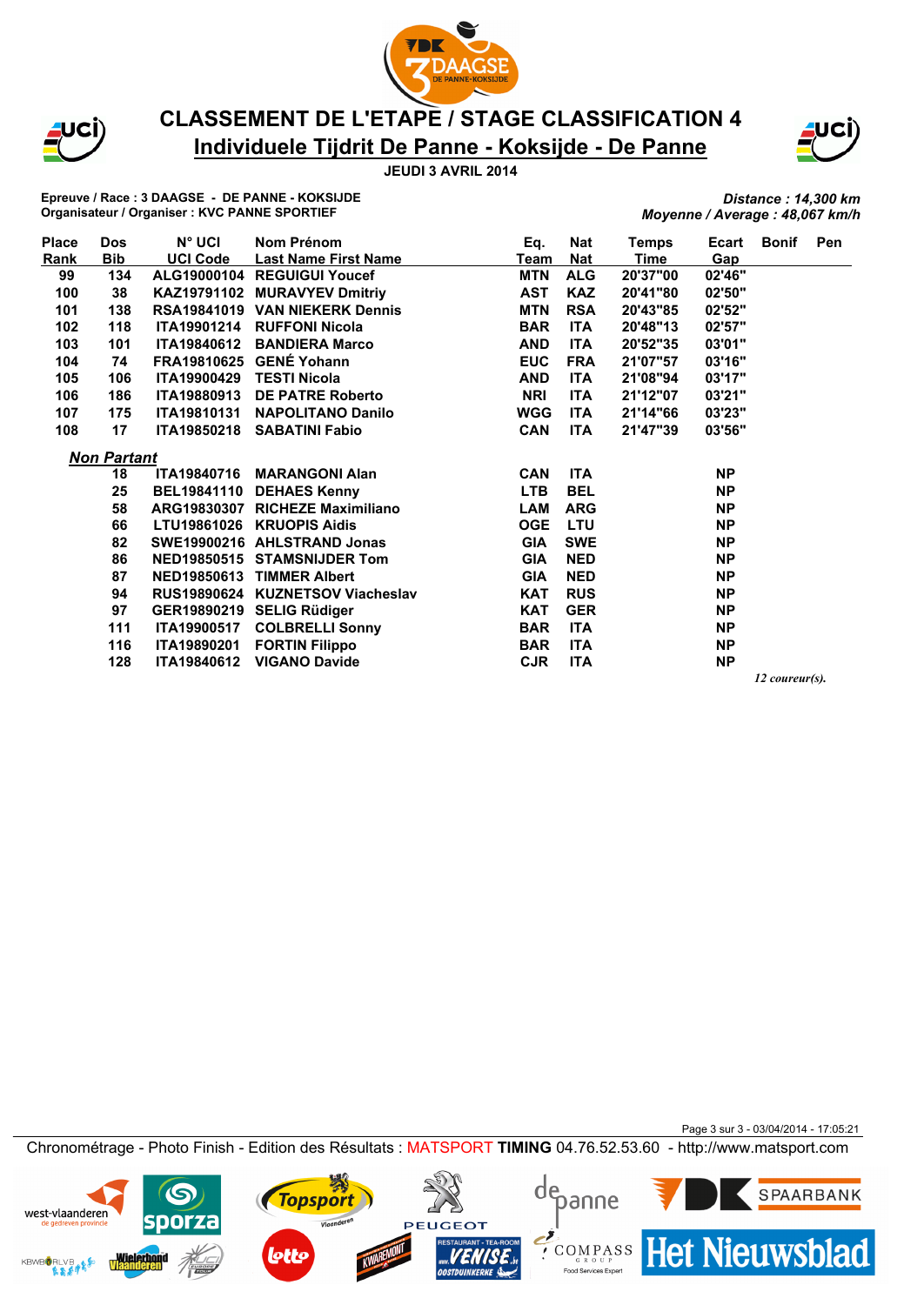# CLASSEMENT DE L'ETAPE / STAGE CLASSIFICATION 4

## Individuele Tijdrit De Panne - Koksijde - De Panne

**JEUDI 3 AVRIL 2014**

**Epreuve / Race : 3 DAAGSE - DE PANNE - KOKSIJDE**
**Organisateur / Organiser : KVC PANNE SPORTIEF**

*Distance : 14,300 km*
*Moyenne / Average : 48,067 km/h*

| Place Rank | Dos Bib | N° UCI UCI Code | Nom Prénom Last Name First Name | Eq. Team | Nat Nat | Temps Time | Ecart Gap | Bonif | Pen |
|---|---|---|---|---|---|---|---|---|---|
| 99 | 134 | ALG19000104 | REGUIGUI Youcef | MTN | ALG | 20'37"00 | 02'46" | | |
| 100 | 38 | KAZ19791102 | MURAVYEV Dmitriy | AST | KAZ | 20'41"80 | 02'50" | | |
| 101 | 138 | RSA19841019 | VAN NIEKERK Dennis | MTN | RSA | 20'43"85 | 02'52" | | |
| 102 | 118 | ITA19901214 | RUFFONI Nicola | BAR | ITA | 20'48"13 | 02'57" | | |
| 103 | 101 | ITA19840612 | BANDIERA Marco | AND | ITA | 20'52"35 | 03'01" | | |
| 104 | 74 | FRA19810625 | GENÉ Yohann | EUC | FRA | 21'07"57 | 03'16" | | |
| 105 | 106 | ITA19900429 | TESTI Nicola | AND | ITA | 21'08"94 | 03'17" | | |
| 106 | 186 | ITA19880913 | DE PATRE Roberto | NRI | ITA | 21'12"07 | 03'21" | | |
| 107 | 175 | ITA19810131 | NAPOLITANO Danilo | WGG | ITA | 21'14"66 | 03'23" | | |
| 108 | 17 | ITA19850218 | SABATINI Fabio | CAN | ITA | 21'47"39 | 03'56" | | |

***Non Partant***

| Place Rank | Dos Bib | N° UCI UCI Code | Nom Prénom Last Name First Name | Eq. Team | Nat Nat | Temps Time | Ecart Gap | Bonif | Pen |
|---|---|---|---|---|---|---|---|---|---|
| | 18 | ITA19840716 | MARANGONI Alan | CAN | ITA | | NP | | |
| | 25 | BEL19841110 | DEHAES Kenny | LTB | BEL | | NP | | |
| | 58 | ARG19830307 | RICHEZE Maximiliano | LAM | ARG | | NP | | |
| | 66 | LTU19861026 | KRUOPIS Aidis | OGE | LTU | | NP | | |
| | 82 | SWE19900216 | AHLSTRAND Jonas | GIA | SWE | | NP | | |
| | 86 | NED19850515 | STAMSNIJDER Tom | GIA | NED | | NP | | |
| | 87 | NED19850613 | TIMMER Albert | GIA | NED | | NP | | |
| | 94 | RUS19890624 | KUZNETSOV Viacheslav | KAT | RUS | | NP | | |
| | 97 | GER19890219 | SELIG Rüdiger | KAT | GER | | NP | | |
| | 111 | ITA19900517 | COLBRELLI Sonny | BAR | ITA | | NP | | |
| | 116 | ITA19890201 | FORTIN Filippo | BAR | ITA | | NP | | |
| | 128 | ITA19840612 | VIGANO Davide | CJR | ITA | | NP | | |

*12 coureur(s).*

Chronométrage - Photo Finish - Edition des Résultats : MATSPORT TIMING 04.76.52.53.60 - http://www.matsport.com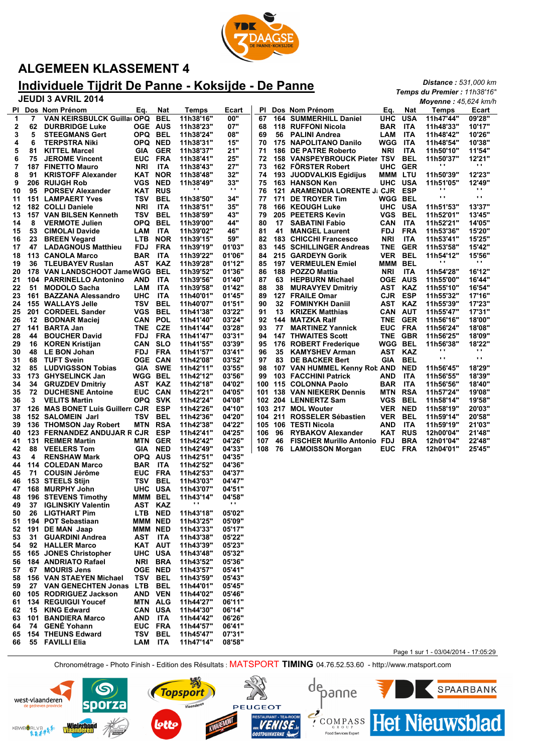# ALGEMEEN KLASSEMENT 4

## Individuele Tijdrit De Panne - Koksijde - De Panne

**JEUDI 3 AVRIL 2014**

*Distance : 531,000 km*
*Temps du Premier : 11h38'16"*
*Moyenne : 45,624 km/h*

| Pl | Dos | Nom Prénom | Eq. | Nat | Temps | Ecart |
|---|---|---|---|---|---|---|
| 1 | 7 | VAN KEIRSBULCK Guillau | OPQ | BEL | 11h38'16" | 00" |
| 2 | 62 | DURBRIDGE Luke | OGE | AUS | 11h38'23" | 07" |
| 3 | 5 | STEEGMANS Gert | OPQ | BEL | 11h38'24" | 08" |
| 4 | 6 | TERPSTRA Niki | OPQ | NED | 11h38'31" | 15" |
| 5 | 81 | KITTEL Marcel | GIA | GER | 11h38'37" | 21" |
| 6 | 75 | JEROME Vincent | EUC | FRA | 11h38'41" | 25" |
| 7 | 187 | FINETTO Mauro | NRI | ITA | 11h38'43" | 27" |
| 8 | 91 | KRISTOFF Alexander | KAT | NOR | 11h38'48" | 32" |
| 9 | 206 | RUIJGH Rob | VGS | NED | 11h38'49" | 33" |
| 10 | 95 | PORSEV Alexander | KAT | RUS | ' ' | ' ' |
| 11 | 151 | LAMPAERT Yves | TSV | BEL | 11h38'50" | 34" |
| 12 | 182 | COLLI Daniele | NRI | ITA | 11h38'51" | 35" |
| 13 | 157 | VAN BILSEN Kenneth | TSV | BEL | 11h38'59" | 43" |
| 14 | 8 | VERMOTE Julien | OPQ | BEL | 11h39'00" | 44" |
| 15 | 53 | CIMOLAI Davide | LAM | ITA | 11h39'02" | 46" |
| 16 | 23 | BREEN Vegard | LTB | NOR | 11h39'15" | 59" |
| 17 | 47 | LADAGNOUS Matthieu | FDJ | FRA | 11h39'19" | 01'03" |
| 18 | 113 | CANOLA Marco | BAR | ITA | 11h39'22" | 01'06" |
| 19 | 36 | TLEUBAYEV Ruslan | AST | KAZ | 11h39'28" | 01'12" |
| 20 | 178 | VAN LANDSCHOOT Jame | WGG | BEL | 11h39'52" | 01'36" |
| 21 | 104 | PARRINELLO Antonino | AND | ITA | 11h39'56" | 01'40" |
| 22 | 51 | MODOLO Sacha | LAM | ITA | 11h39'58" | 01'42" |
| 23 | 161 | BAZZANA Alessandro | UHC | ITA | 11h40'01" | 01'45" |
| 24 | 155 | WALLAYS Jelle | TSV | BEL | 11h40'07" | 01'51" |
| 25 | 201 | CORDEEL Sander | VGS | BEL | 11h41'38" | 03'22" |
| 26 | 12 | BODNAR Maciej | CAN | POL | 11h41'40" | 03'24" |
| 27 | 141 | BARTA Jan | TNE | CZE | 11h41'44" | 03'28" |
| 28 | 44 | BOUCHER David | FDJ | FRA | 11h41'47" | 03'31" |
| 29 | 16 | KOREN Kristijan | CAN | SLO | 11h41'55" | 03'39" |
| 30 | 48 | LE BON Johan | FDJ | FRA | 11h41'57" | 03'41" |
| 31 | 68 | TUFT Svein | OGE | CAN | 11h42'08" | 03'52" |
| 32 | 85 | LUDVIGSSON Tobias | GIA | SWE | 11h42'11" | 03'55" |
| 33 | 173 | GHYSELINCK Jan | WGG | BEL | 11h42'12" | 03'56" |
| 34 | 34 | GRUZDEV Dmitriy | AST | KAZ | 11h42'18" | 04'02" |
| 35 | 72 | DUCHESNE Antoine | EUC | CAN | 11h42'21" | 04'05" |
| 36 | 3 | VELITS Martin | OPQ | SVK | 11h42'24" | 04'08" |
| 37 | 126 | MAS BONET Luis Guillerm | CJR | ESP | 11h42'26" | 04'10" |
| 38 | 152 | SALOMEIN Jarl | TSV | BEL | 11h42'36" | 04'20" |
| 39 | 136 | THOMSON Jay Robert | MTN | RSA | 11h42'38" | 04'22" |
| 40 | 123 | FERNANDEZ ANDUJAR R | CJR | ESP | 11h42'41" | 04'25" |
| 41 | 131 | REIMER Martin | MTN | GER | 11h42'42" | 04'26" |
| 42 | 88 | VEELERS Tom | GIA | NED | 11h42'49" | 04'33" |
| 43 | 4 | RENSHAW Mark | OPQ | AUS | 11h42'51" | 04'35" |
| 44 | 114 | COLEDAN Marco | BAR | ITA | 11h42'52" | 04'36" |
| 45 | 71 | COUSIN Jérôme | EUC | FRA | 11h42'53" | 04'37" |
| 46 | 153 | STEELS Stijn | TSV | BEL | 11h43'03" | 04'47" |
| 47 | 168 | MURPHY John | UHC | USA | 11h43'07" | 04'51" |
| 48 | 196 | STEVENS Timothy | MMM | BEL | 11h43'14" | 04'58" |
| 49 | 37 | IGLINSKIY Valentin | AST | KAZ | ' ' | ' ' |
| 50 | 26 | LIGTHART Pim | LTB | NED | 11h43'18" | 05'02" |
| 51 | 194 | POT Sebastiaan | MMM | NED | 11h43'25" | 05'09" |
| 52 | 191 | DE MAN Jaap | MMM | NED | 11h43'33" | 05'17" |
| 53 | 31 | GUARDINI Andrea | AST | ITA | 11h43'38" | 05'22" |
| 54 | 92 | HALLER Marco | KAT | AUT | 11h43'39" | 05'23" |
| 55 | 165 | JONES Christopher | UHC | USA | 11h43'48" | 05'32" |
| 56 | 184 | ANDRIATO Rafael | NRI | BRA | 11h43'52" | 05'36" |
| 57 | 67 | MOURIS Jens | OGE | NED | 11h43'57" | 05'41" |
| 58 | 156 | VAN STAEYEN Michael | TSV | BEL | 11h43'59" | 05'43" |
| 59 | 27 | VAN GENECHTEN Jonas | LTB | BEL | 11h44'01" | 05'45" |
| 60 | 105 | RODRIGUEZ Jackson | AND | VEN | 11h44'02" | 05'46" |
| 61 | 134 | REGUIGUI Youcef | MTN | ALG | 11h44'27" | 06'11" |
| 62 | 15 | KING Edward | CAN | USA | 11h44'30" | 06'14" |
| 63 | 101 | BANDIERA Marco | AND | ITA | 11h44'42" | 06'26" |
| 64 | 74 | GENÉ Yohann | EUC | FRA | 11h44'57" | 06'41" |
| 65 | 154 | THEUNS Edward | TSV | BEL | 11h45'47" | 07'31" |
| 66 | 55 | FAVILLI Elia | LAM | ITA | 11h47'14" | 08'58" |
| 67 | 164 | SUMMERHILL Daniel | UHC | USA | 11h47'44" | 09'28" |
| 68 | 118 | RUFFONI Nicola | BAR | ITA | 11h48'33" | 10'17" |
| 69 | 56 | PALINI Andrea | LAM | ITA | 11h48'42" | 10'26" |
| 70 | 175 | NAPOLITANO Danilo | WGG | ITA | 11h48'54" | 10'38" |
| 71 | 186 | DE PATRE Roberto | NRI | ITA | 11h50'10" | 11'54" |
| 72 | 158 | VANSPEYBROUCK Pieter | TSV | BEL | 11h50'37" | 12'21" |
| 73 | 162 | FÖRSTER Robert | UHC | GER | ' ' | ' ' |
| 74 | 193 | JUODVALKIS Egidijus | MMM | LTU | 11h50'39" | 12'23" |
| 75 | 163 | HANSON Ken | UHC | USA | 11h51'05" | 12'49" |
| 76 | 121 | ARAMENDIA LORENTE J | CJR | ESP | ' ' | ' ' |
| 77 | 171 | DE TROYER Tim | WGG | BEL | ' ' | ' ' |
| 78 | 166 | KEOUGH Luke | UHC | USA | 11h51'53" | 13'37" |
| 79 | 205 | PEETERS Kevin | VGS | BEL | 11h52'01" | 13'45" |
| 80 | 17 | SABATINI Fabio | CAN | ITA | 11h52'21" | 14'05" |
| 81 | 41 | MANGEL Laurent | FDJ | FRA | 11h53'36" | 15'20" |
| 82 | 183 | CHICCHI Francesco | NRI | ITA | 11h53'41" | 15'25" |
| 83 | 145 | SCHILLINGER Andreas | TNE | GER | 11h53'58" | 15'42" |
| 84 | 215 | GARDEYN Gorik | VER | BEL | 11h54'12" | 15'56" |
| 85 | 197 | VERMEULEN Emiel | MMM | BEL | ' ' | ' ' |
| 86 | 188 | POZZO Mattia | NRI | ITA | 11h54'28" | 16'12" |
| 87 | 63 | HEPBURN Michael | OGE | AUS | 11h55'00" | 16'44" |
| 88 | 38 | MURAVYEV Dmitriy | AST | KAZ | 11h55'10" | 16'54" |
| 89 | 127 | FRAILE Omar | CJR | ESP | 11h55'32" | 17'16" |
| 90 | 32 | FOMINYKH Daniil | AST | KAZ | 11h55'39" | 17'23" |
| 91 | 13 | KRIZEK Matthias | CAN | AUT | 11h55'47" | 17'31" |
| 92 | 144 | MATZKA Ralf | TNE | GER | 11h56'16" | 18'00" |
| 93 | 77 | MARTINEZ Yannick | EUC | FRA | 11h56'24" | 18'08" |
| 94 | 147 | THWAITES Scott | TNE | GBR | 11h56'25" | 18'09" |
| 95 | 176 | ROBERT Frederique | WGG | BEL | 11h56'38" | 18'22" |
| 96 | 35 | KAMYSHEV Arman | AST | KAZ | ' ' | ' ' |
| 97 | 83 | DE BACKER Bert | GIA | BEL | ' ' | ' ' |
| 98 | 107 | VAN HUMMEL Kenny Rob | AND | NED | 11h56'45" | 18'29" |
| 99 | 103 | FACCHINI Patrick | AND | ITA | 11h56'55" | 18'39" |
| 100 | 115 | COLONNA Paolo | BAR | ITA | 11h56'56" | 18'40" |
| 101 | 138 | VAN NIEKERK Dennis | MTN | RSA | 11h57'24" | 19'08" |
| 102 | 204 | LENNERTZ Sam | VGS | BEL | 11h58'14" | 19'58" |
| 103 | 217 | MOL Wouter | VER | NED | 11h58'19" | 20'03" |
| 104 | 211 | ROSSELER Sébastien | VER | BEL | 11h59'14" | 20'58" |
| 105 | 106 | TESTI Nicola | AND | ITA | 11h59'19" | 21'03" |
| 106 | 96 | RYBAKOV Alexander | KAT | RUS | 12h00'04" | 21'48" |
| 107 | 46 | FISCHER Murillo Antonio | FDJ | BRA | 12h01'04" | 22'48" |
| 108 | 76 | LAMOISSON Morgan | EUC | FRA | 12h04'01" | 25'45" |

Page 1 sur 1 - 03/04/2014 - 17:05:29

Chronométrage - Photo Finish - Edition des Résultats : MATSPORT **TIMING** 04.76.52.53.60 - http://www.matsport.com